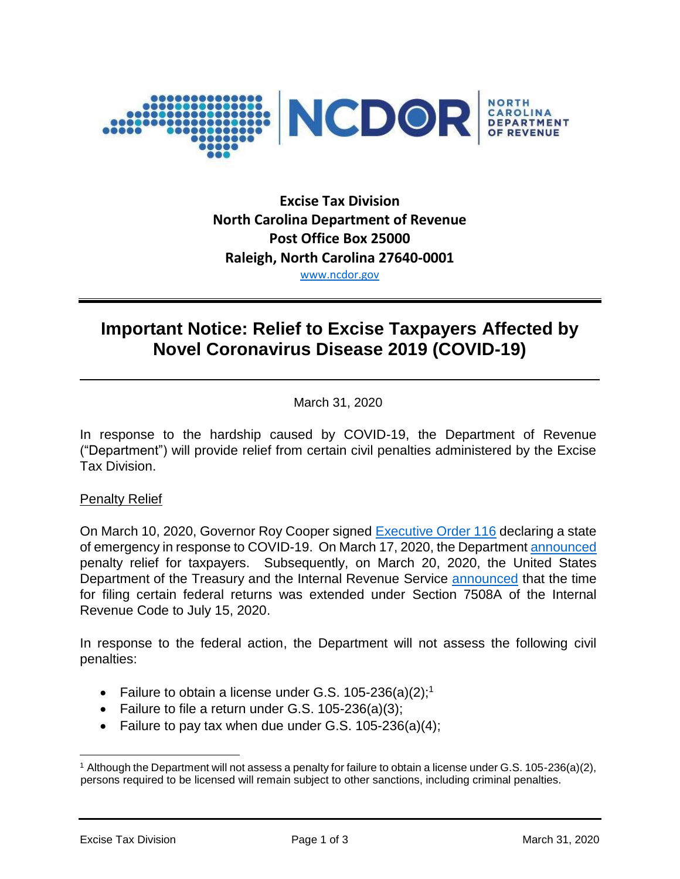**Excise Tax Division**
**North Carolina Department of Revenue**
**Post Office Box 25000**
**Raleigh, North Carolina 27640-0001**
www.ncdor.gov

# Important Notice: Relief to Excise Taxpayers Affected by Novel Coronavirus Disease 2019 (COVID-19)

March 31, 2020

In response to the hardship caused by COVID-19, the Department of Revenue ("Department") will provide relief from certain civil penalties administered by the Excise Tax Division.

Penalty Relief

On March 10, 2020, Governor Roy Cooper signed Executive Order 116 declaring a state of emergency in response to COVID-19. On March 17, 2020, the Department announced penalty relief for taxpayers. Subsequently, on March 20, 2020, the United States Department of the Treasury and the Internal Revenue Service announced that the time for filing certain federal returns was extended under Section 7508A of the Internal Revenue Code to July 15, 2020.

In response to the federal action, the Department will not assess the following civil penalties:

- Failure to obtain a license under G.S. 105-236(a)(2);[1]
- Failure to file a return under G.S. 105-236(a)(3);
- Failure to pay tax when due under G.S. 105-236(a)(4);

[1] Although the Department will not assess a penalty for failure to obtain a license under G.S. 105-236(a)(2), persons required to be licensed will remain subject to other sanctions, including criminal penalties.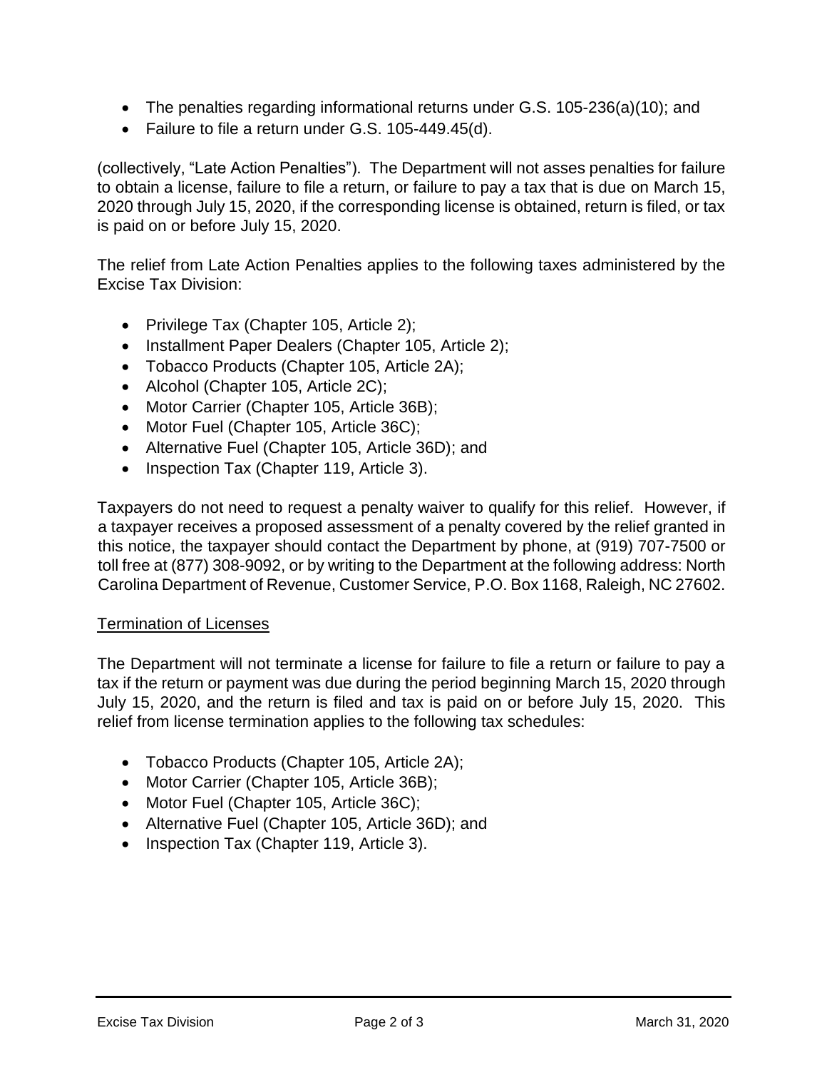- The penalties regarding informational returns under G.S. 105-236(a)(10); and
- Failure to file a return under G.S. 105-449.45(d).

(collectively, "Late Action Penalties"). The Department will not asses penalties for failure to obtain a license, failure to file a return, or failure to pay a tax that is due on March 15, 2020 through July 15, 2020, if the corresponding license is obtained, return is filed, or tax is paid on or before July 15, 2020.

The relief from Late Action Penalties applies to the following taxes administered by the Excise Tax Division:

- Privilege Tax (Chapter 105, Article 2);
- Installment Paper Dealers (Chapter 105, Article 2);
- Tobacco Products (Chapter 105, Article 2A);
- Alcohol (Chapter 105, Article 2C);
- Motor Carrier (Chapter 105, Article 36B);
- Motor Fuel (Chapter 105, Article 36C);
- Alternative Fuel (Chapter 105, Article 36D); and
- Inspection Tax (Chapter 119, Article 3).

Taxpayers do not need to request a penalty waiver to qualify for this relief. However, if a taxpayer receives a proposed assessment of a penalty covered by the relief granted in this notice, the taxpayer should contact the Department by phone, at (919) 707-7500 or toll free at (877) 308-9092, or by writing to the Department at the following address: North Carolina Department of Revenue, Customer Service, P.O. Box 1168, Raleigh, NC 27602.

## Termination of Licenses

The Department will not terminate a license for failure to file a return or failure to pay a tax if the return or payment was due during the period beginning March 15, 2020 through July 15, 2020, and the return is filed and tax is paid on or before July 15, 2020. This relief from license termination applies to the following tax schedules:

- Tobacco Products (Chapter 105, Article 2A);
- Motor Carrier (Chapter 105, Article 36B);
- Motor Fuel (Chapter 105, Article 36C);
- Alternative Fuel (Chapter 105, Article 36D); and
- Inspection Tax (Chapter 119, Article 3).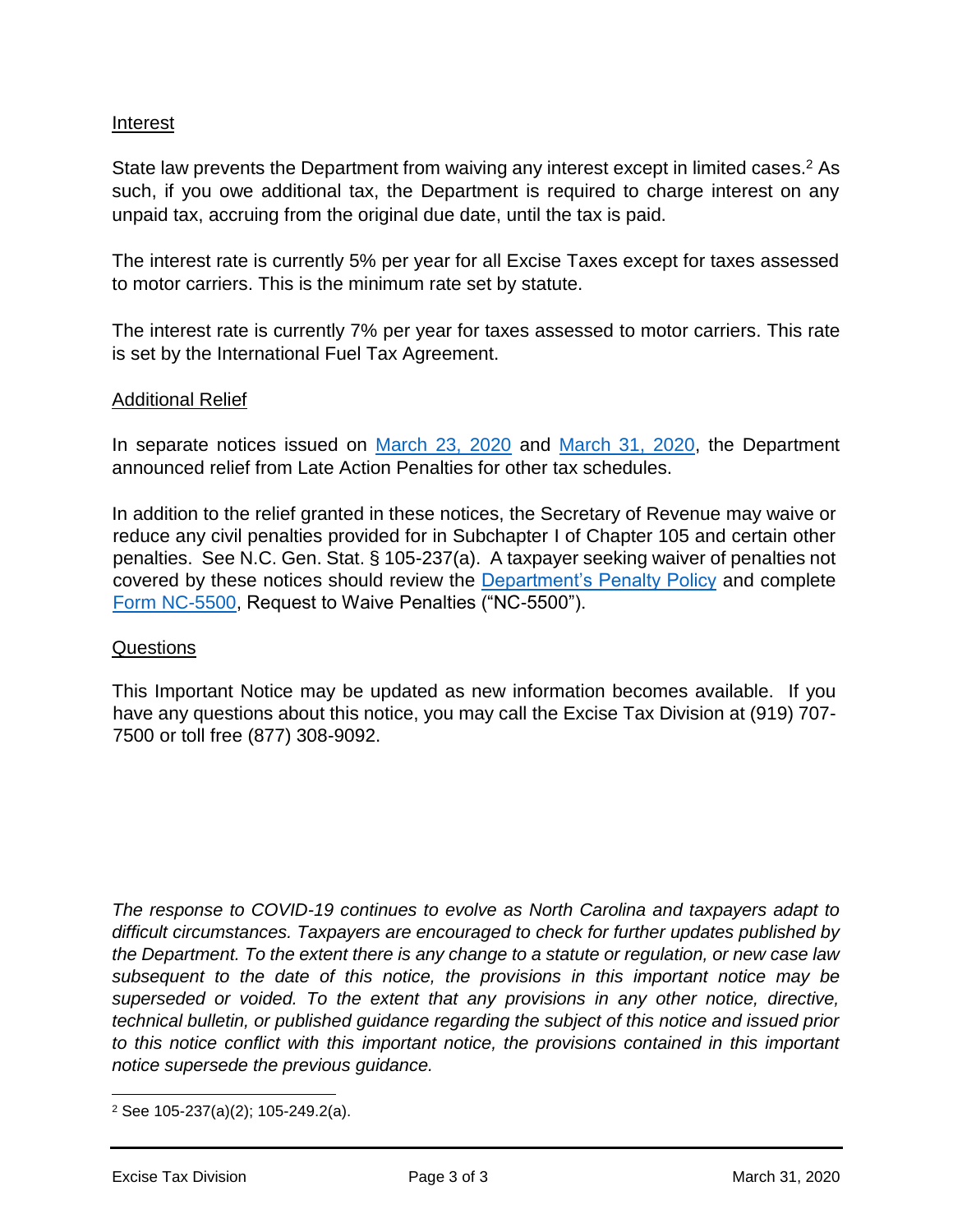## Interest

State law prevents the Department from waiving any interest except in limited cases.[2] As such, if you owe additional tax, the Department is required to charge interest on any unpaid tax, accruing from the original due date, until the tax is paid.

The interest rate is currently 5% per year for all Excise Taxes except for taxes assessed to motor carriers. This is the minimum rate set by statute.

The interest rate is currently 7% per year for taxes assessed to motor carriers. This rate is set by the International Fuel Tax Agreement.

## Additional Relief

In separate notices issued on March 23, 2020 and March 31, 2020, the Department announced relief from Late Action Penalties for other tax schedules.

In addition to the relief granted in these notices, the Secretary of Revenue may waive or reduce any civil penalties provided for in Subchapter I of Chapter 105 and certain other penalties. See N.C. Gen. Stat. § 105-237(a). A taxpayer seeking waiver of penalties not covered by these notices should review the Department's Penalty Policy and complete Form NC-5500, Request to Waive Penalties ("NC-5500").

## Questions

This Important Notice may be updated as new information becomes available. If you have any questions about this notice, you may call the Excise Tax Division at (919) 707-7500 or toll free (877) 308-9092.

*The response to COVID-19 continues to evolve as North Carolina and taxpayers adapt to difficult circumstances. Taxpayers are encouraged to check for further updates published by the Department. To the extent there is any change to a statute or regulation, or new case law subsequent to the date of this notice, the provisions in this important notice may be superseded or voided. To the extent that any provisions in any other notice, directive, technical bulletin, or published guidance regarding the subject of this notice and issued prior to this notice conflict with this important notice, the provisions contained in this important notice supersede the previous guidance.*

---

[2] See 105-237(a)(2); 105-249.2(a).